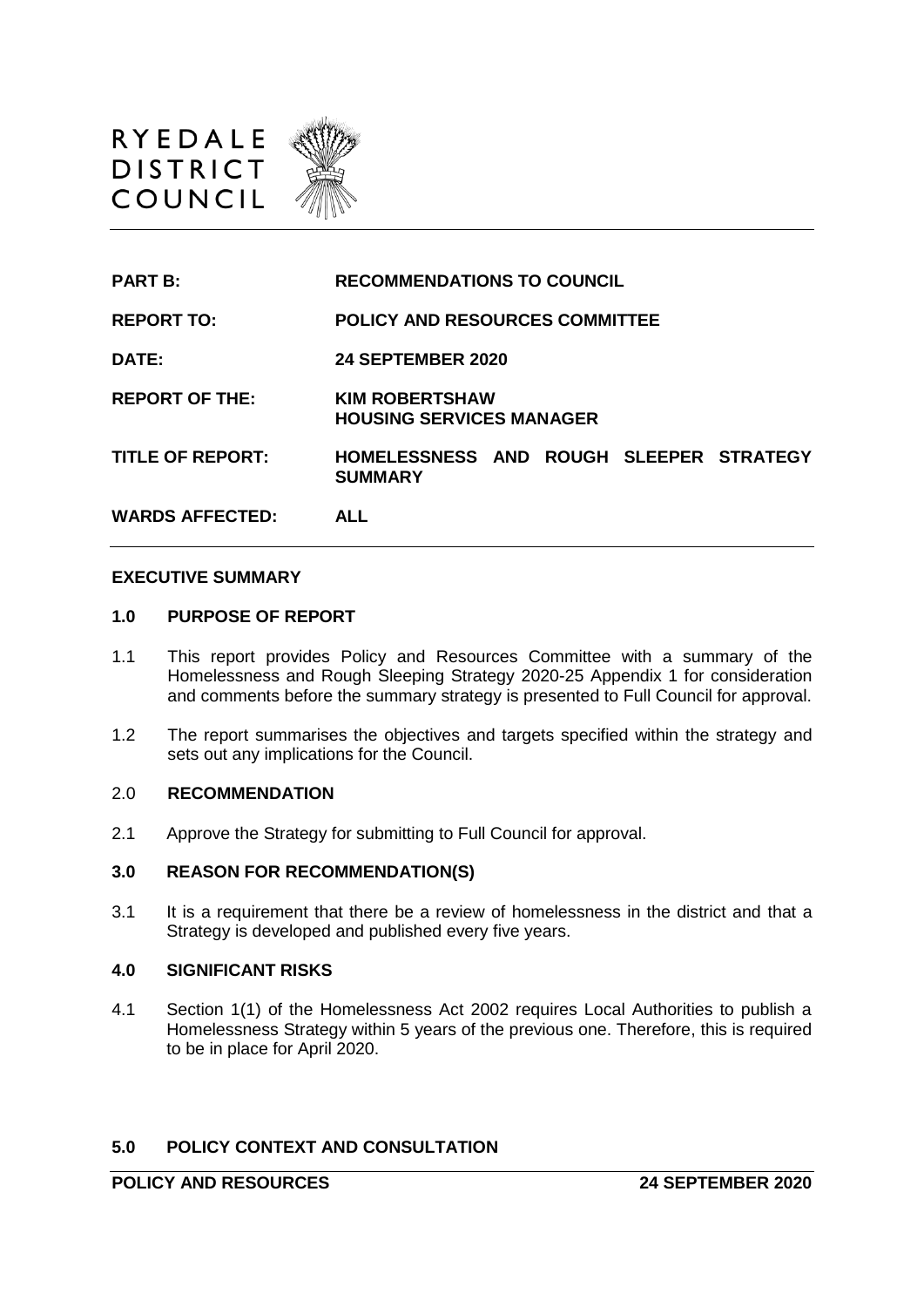RYEDALE DISTRICT COUNCIL

| | |
|---|---|
| **PART B:** | **RECOMMENDATIONS TO COUNCIL** |
| **REPORT TO:** | **POLICY AND RESOURCES COMMITTEE** |
| **DATE:** | **24 SEPTEMBER 2020** |
| **REPORT OF THE:** | **KIM ROBERTSHAW HOUSING SERVICES MANAGER** |
| **TITLE OF REPORT:** | **HOMELESSNESS AND ROUGH SLEEPER STRATEGY SUMMARY** |
| **WARDS AFFECTED:** | **ALL** |

## EXECUTIVE SUMMARY

### 1.0 PURPOSE OF REPORT

1.1 This report provides Policy and Resources Committee with a summary of the Homelessness and Rough Sleeping Strategy 2020-25 Appendix 1 for consideration and comments before the summary strategy is presented to Full Council for approval.

1.2 The report summarises the objectives and targets specified within the strategy and sets out any implications for the Council.

### 2.0 RECOMMENDATION

2.1 Approve the Strategy for submitting to Full Council for approval.

### 3.0 REASON FOR RECOMMENDATION(S)

3.1 It is a requirement that there be a review of homelessness in the district and that a Strategy is developed and published every five years.

### 4.0 SIGNIFICANT RISKS

4.1 Section 1(1) of the Homelessness Act 2002 requires Local Authorities to publish a Homelessness Strategy within 5 years of the previous one. Therefore, this is required to be in place for April 2020.

### 5.0 POLICY CONTEXT AND CONSULTATION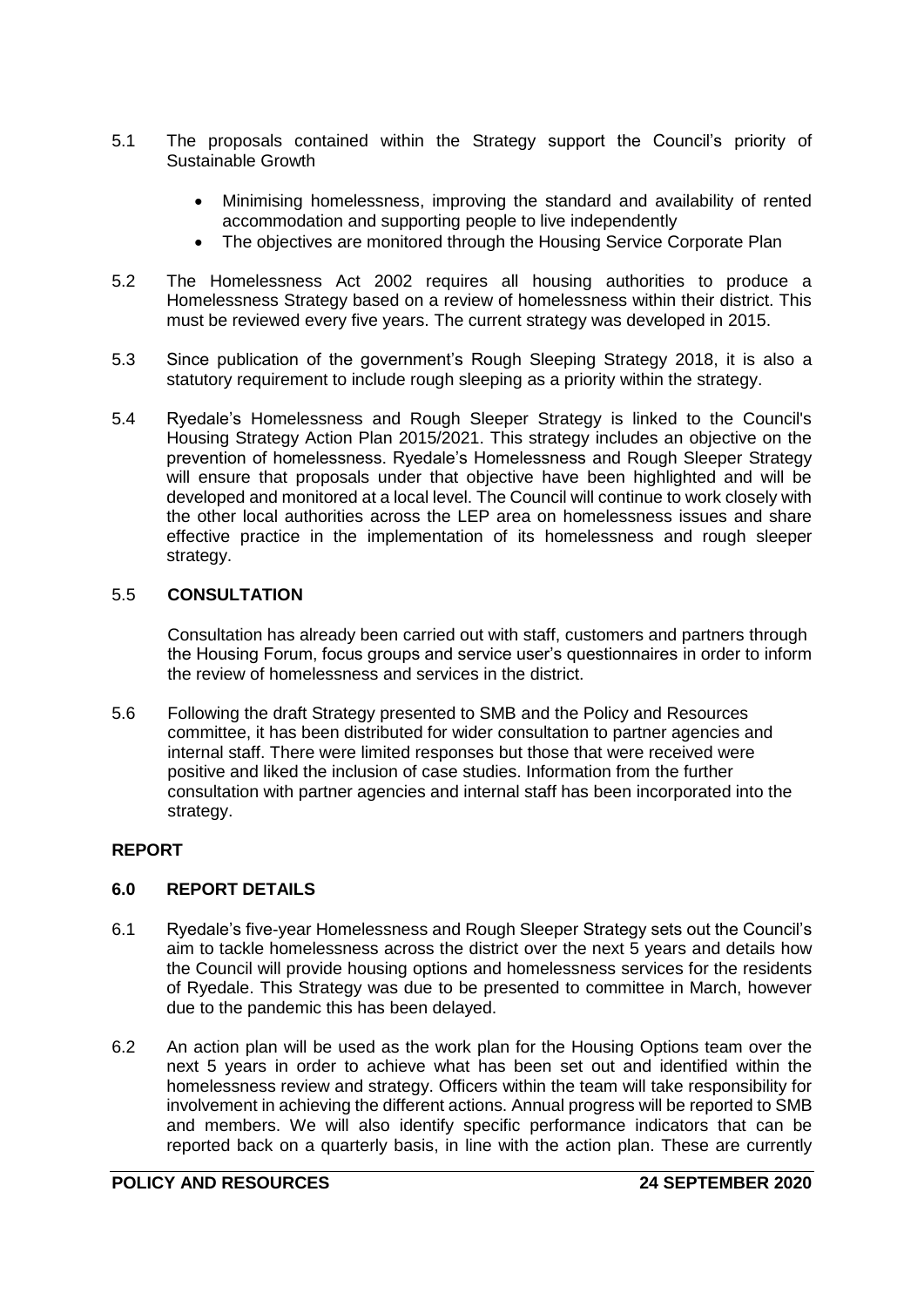5.1 The proposals contained within the Strategy support the Council's priority of Sustainable Growth

- Minimising homelessness, improving the standard and availability of rented accommodation and supporting people to live independently
- The objectives are monitored through the Housing Service Corporate Plan

5.2 The Homelessness Act 2002 requires all housing authorities to produce a Homelessness Strategy based on a review of homelessness within their district. This must be reviewed every five years. The current strategy was developed in 2015.

5.3 Since publication of the government's Rough Sleeping Strategy 2018, it is also a statutory requirement to include rough sleeping as a priority within the strategy.

5.4 Ryedale's Homelessness and Rough Sleeper Strategy is linked to the Council's Housing Strategy Action Plan 2015/2021. This strategy includes an objective on the prevention of homelessness. Ryedale's Homelessness and Rough Sleeper Strategy will ensure that proposals under that objective have been highlighted and will be developed and monitored at a local level. The Council will continue to work closely with the other local authorities across the LEP area on homelessness issues and share effective practice in the implementation of its homelessness and rough sleeper strategy.

5.5 **CONSULTATION**

Consultation has already been carried out with staff, customers and partners through the Housing Forum, focus groups and service user's questionnaires in order to inform the review of homelessness and services in the district.

5.6 Following the draft Strategy presented to SMB and the Policy and Resources committee, it has been distributed for wider consultation to partner agencies and internal staff. There were limited responses but those that were received were positive and liked the inclusion of case studies. Information from the further consultation with partner agencies and internal staff has been incorporated into the strategy.

## REPORT

### 6.0 REPORT DETAILS

6.1 Ryedale's five-year Homelessness and Rough Sleeper Strategy sets out the Council's aim to tackle homelessness across the district over the next 5 years and details how the Council will provide housing options and homelessness services for the residents of Ryedale. This Strategy was due to be presented to committee in March, however due to the pandemic this has been delayed.

6.2 An action plan will be used as the work plan for the Housing Options team over the next 5 years in order to achieve what has been set out and identified within the homelessness review and strategy. Officers within the team will take responsibility for involvement in achieving the different actions. Annual progress will be reported to SMB and members. We will also identify specific performance indicators that can be reported back on a quarterly basis, in line with the action plan. These are currently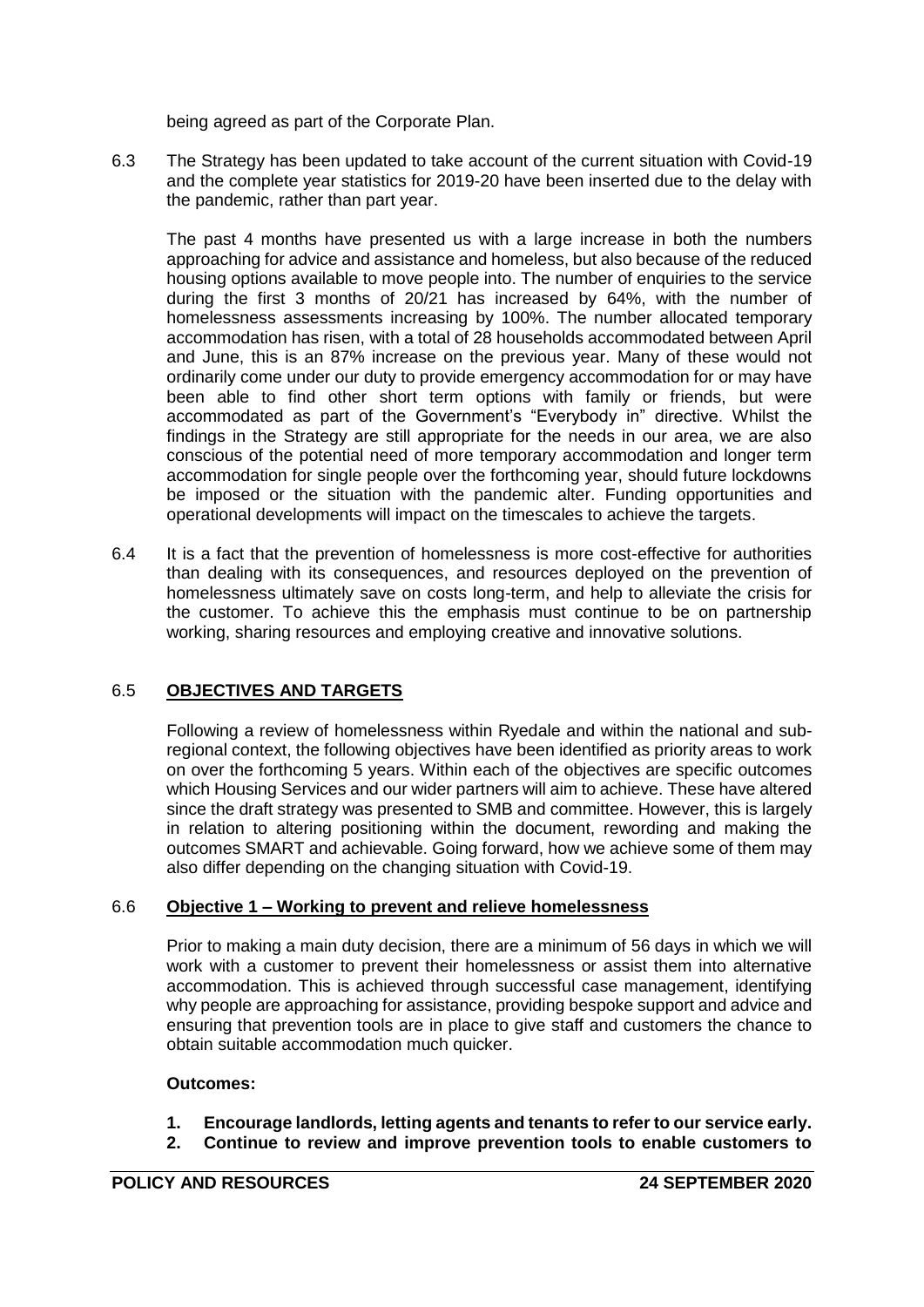being agreed as part of the Corporate Plan.

6.3 The Strategy has been updated to take account of the current situation with Covid-19 and the complete year statistics for 2019-20 have been inserted due to the delay with the pandemic, rather than part year.

The past 4 months have presented us with a large increase in both the numbers approaching for advice and assistance and homeless, but also because of the reduced housing options available to move people into. The number of enquiries to the service during the first 3 months of 20/21 has increased by 64%, with the number of homelessness assessments increasing by 100%. The number allocated temporary accommodation has risen, with a total of 28 households accommodated between April and June, this is an 87% increase on the previous year. Many of these would not ordinarily come under our duty to provide emergency accommodation for or may have been able to find other short term options with family or friends, but were accommodated as part of the Government's "Everybody in" directive. Whilst the findings in the Strategy are still appropriate for the needs in our area, we are also conscious of the potential need of more temporary accommodation and longer term accommodation for single people over the forthcoming year, should future lockdowns be imposed or the situation with the pandemic alter. Funding opportunities and operational developments will impact on the timescales to achieve the targets.

6.4 It is a fact that the prevention of homelessness is more cost-effective for authorities than dealing with its consequences, and resources deployed on the prevention of homelessness ultimately save on costs long-term, and help to alleviate the crisis for the customer. To achieve this the emphasis must continue to be on partnership working, sharing resources and employing creative and innovative solutions.

## 6.5 OBJECTIVES AND TARGETS

Following a review of homelessness within Ryedale and within the national and sub-regional context, the following objectives have been identified as priority areas to work on over the forthcoming 5 years. Within each of the objectives are specific outcomes which Housing Services and our wider partners will aim to achieve. These have altered since the draft strategy was presented to SMB and committee. However, this is largely in relation to altering positioning within the document, rewording and making the outcomes SMART and achievable. Going forward, how we achieve some of them may also differ depending on the changing situation with Covid-19.

## 6.6 Objective 1 – Working to prevent and relieve homelessness

Prior to making a main duty decision, there are a minimum of 56 days in which we will work with a customer to prevent their homelessness or assist them into alternative accommodation. This is achieved through successful case management, identifying why people are approaching for assistance, providing bespoke support and advice and ensuring that prevention tools are in place to give staff and customers the chance to obtain suitable accommodation much quicker.

**Outcomes:**

1. **Encourage landlords, letting agents and tenants to refer to our service early.**
2. **Continue to review and improve prevention tools to enable customers to**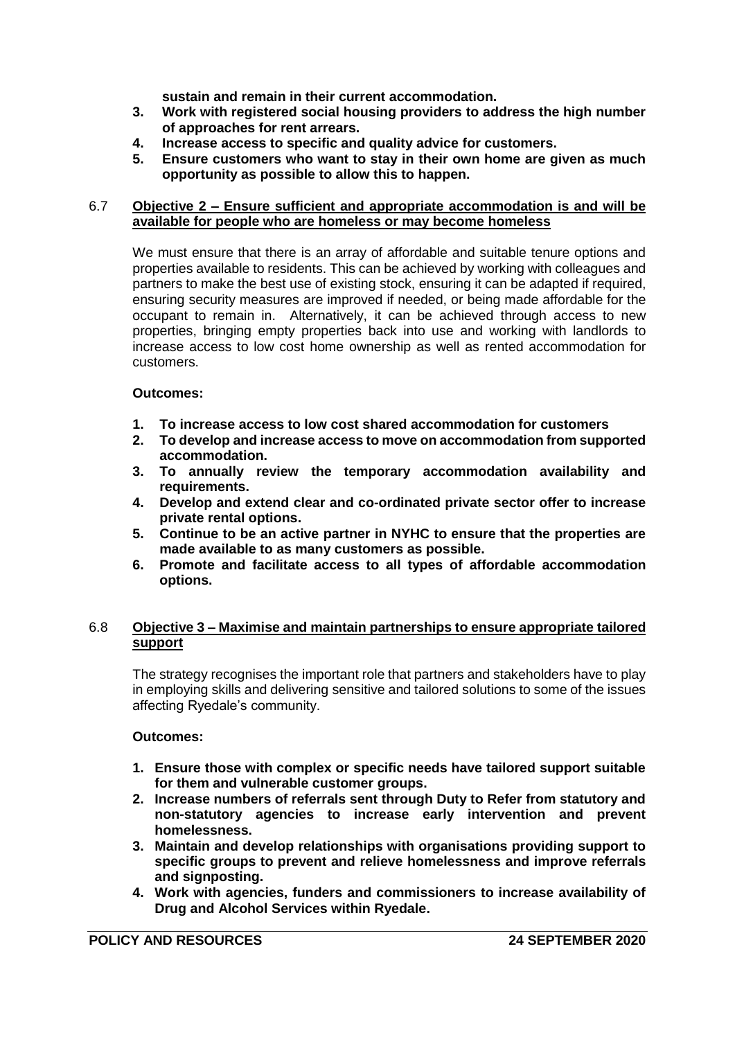**sustain and remain in their current accommodation.**

3. **Work with registered social housing providers to address the high number of approaches for rent arrears.**
4. **Increase access to specific and quality advice for customers.**
5. **Ensure customers who want to stay in their own home are given as much opportunity as possible to allow this to happen.**

6.7 **Objective 2 – Ensure sufficient and appropriate accommodation is and will be available for people who are homeless or may become homeless**

We must ensure that there is an array of affordable and suitable tenure options and properties available to residents. This can be achieved by working with colleagues and partners to make the best use of existing stock, ensuring it can be adapted if required, ensuring security measures are improved if needed, or being made affordable for the occupant to remain in. Alternatively, it can be achieved through access to new properties, bringing empty properties back into use and working with landlords to increase access to low cost home ownership as well as rented accommodation for customers.

**Outcomes:**

1. **To increase access to low cost shared accommodation for customers**
2. **To develop and increase access to move on accommodation from supported accommodation.**
3. **To annually review the temporary accommodation availability and requirements.**
4. **Develop and extend clear and co-ordinated private sector offer to increase private rental options.**
5. **Continue to be an active partner in NYHC to ensure that the properties are made available to as many customers as possible.**
6. **Promote and facilitate access to all types of affordable accommodation options.**

6.8 **Objective 3 – Maximise and maintain partnerships to ensure appropriate tailored support**

The strategy recognises the important role that partners and stakeholders have to play in employing skills and delivering sensitive and tailored solutions to some of the issues affecting Ryedale's community.

**Outcomes:**

1. **Ensure those with complex or specific needs have tailored support suitable for them and vulnerable customer groups.**
2. **Increase numbers of referrals sent through Duty to Refer from statutory and non-statutory agencies to increase early intervention and prevent homelessness.**
3. **Maintain and develop relationships with organisations providing support to specific groups to prevent and relieve homelessness and improve referrals and signposting.**
4. **Work with agencies, funders and commissioners to increase availability of Drug and Alcohol Services within Ryedale.**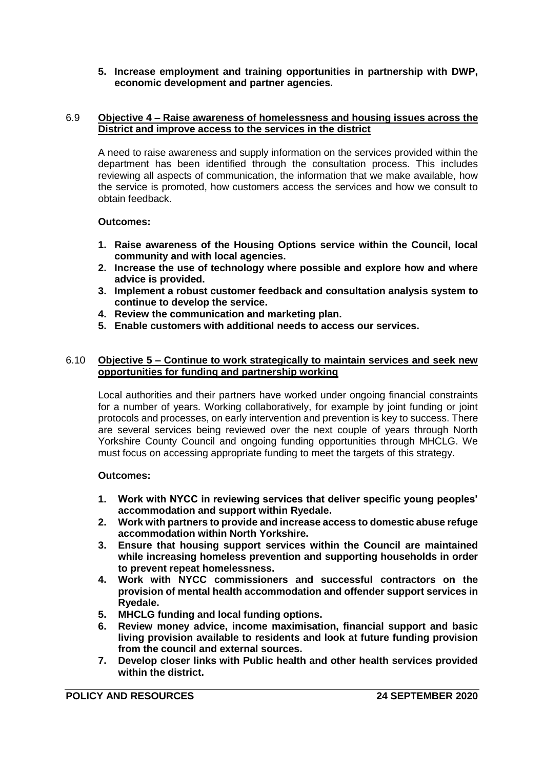**5. Increase employment and training opportunities in partnership with DWP, economic development and partner agencies.**

6.9 **Objective 4 – Raise awareness of homelessness and housing issues across the District and improve access to the services in the district**

A need to raise awareness and supply information on the services provided within the department has been identified through the consultation process. This includes reviewing all aspects of communication, the information that we make available, how the service is promoted, how customers access the services and how we consult to obtain feedback.

**Outcomes:**

1. **Raise awareness of the Housing Options service within the Council, local community and with local agencies.**
2. **Increase the use of technology where possible and explore how and where advice is provided.**
3. **Implement a robust customer feedback and consultation analysis system to continue to develop the service.**
4. **Review the communication and marketing plan.**
5. **Enable customers with additional needs to access our services.**

6.10 **Objective 5 – Continue to work strategically to maintain services and seek new opportunities for funding and partnership working**

Local authorities and their partners have worked under ongoing financial constraints for a number of years. Working collaboratively, for example by joint funding or joint protocols and processes, on early intervention and prevention is key to success. There are several services being reviewed over the next couple of years through North Yorkshire County Council and ongoing funding opportunities through MHCLG. We must focus on accessing appropriate funding to meet the targets of this strategy.

**Outcomes:**

1. **Work with NYCC in reviewing services that deliver specific young peoples' accommodation and support within Ryedale.**
2. **Work with partners to provide and increase access to domestic abuse refuge accommodation within North Yorkshire.**
3. **Ensure that housing support services within the Council are maintained while increasing homeless prevention and supporting households in order to prevent repeat homelessness.**
4. **Work with NYCC commissioners and successful contractors on the provision of mental health accommodation and offender support services in Ryedale.**
5. **MHCLG funding and local funding options.**
6. **Review money advice, income maximisation, financial support and basic living provision available to residents and look at future funding provision from the council and external sources.**
7. **Develop closer links with Public health and other health services provided within the district.**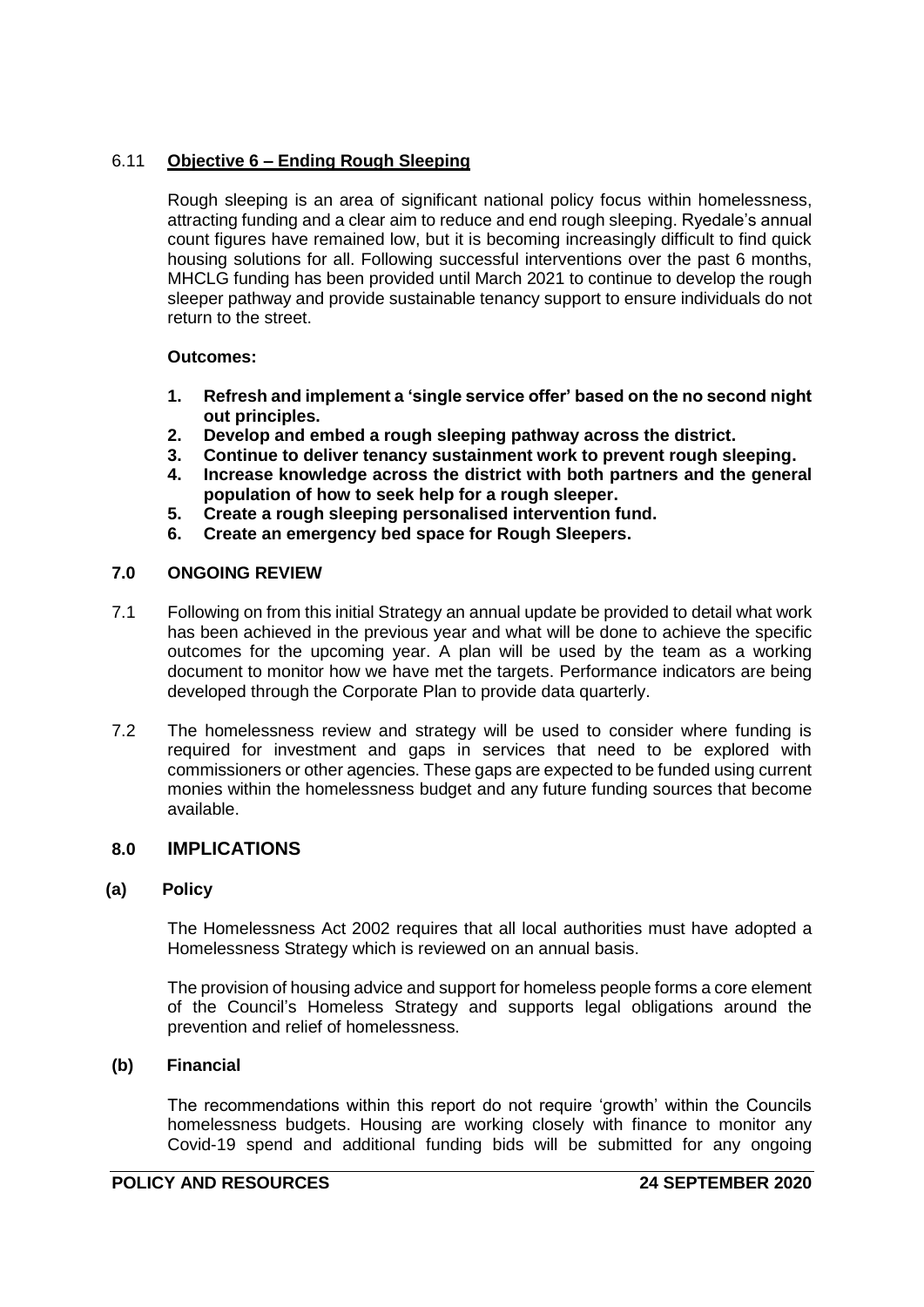6.11 **Objective 6 – Ending Rough Sleeping**

Rough sleeping is an area of significant national policy focus within homelessness, attracting funding and a clear aim to reduce and end rough sleeping. Ryedale's annual count figures have remained low, but it is becoming increasingly difficult to find quick housing solutions for all. Following successful interventions over the past 6 months, MHCLG funding has been provided until March 2021 to continue to develop the rough sleeper pathway and provide sustainable tenancy support to ensure individuals do not return to the street.

**Outcomes:**

1. **Refresh and implement a 'single service offer' based on the no second night out principles.**
2. **Develop and embed a rough sleeping pathway across the district.**
3. **Continue to deliver tenancy sustainment work to prevent rough sleeping.**
4. **Increase knowledge across the district with both partners and the general population of how to seek help for a rough sleeper.**
5. **Create a rough sleeping personalised intervention fund.**
6. **Create an emergency bed space for Rough Sleepers.**

## 7.0 ONGOING REVIEW

7.1 Following on from this initial Strategy an annual update be provided to detail what work has been achieved in the previous year and what will be done to achieve the specific outcomes for the upcoming year. A plan will be used by the team as a working document to monitor how we have met the targets. Performance indicators are being developed through the Corporate Plan to provide data quarterly.

7.2 The homelessness review and strategy will be used to consider where funding is required for investment and gaps in services that need to be explored with commissioners or other agencies. These gaps are expected to be funded using current monies within the homelessness budget and any future funding sources that become available.

## 8.0 IMPLICATIONS

**(a) Policy**

The Homelessness Act 2002 requires that all local authorities must have adopted a Homelessness Strategy which is reviewed on an annual basis.

The provision of housing advice and support for homeless people forms a core element of the Council's Homeless Strategy and supports legal obligations around the prevention and relief of homelessness.

**(b) Financial**

The recommendations within this report do not require 'growth' within the Councils homelessness budgets. Housing are working closely with finance to monitor any Covid-19 spend and additional funding bids will be submitted for any ongoing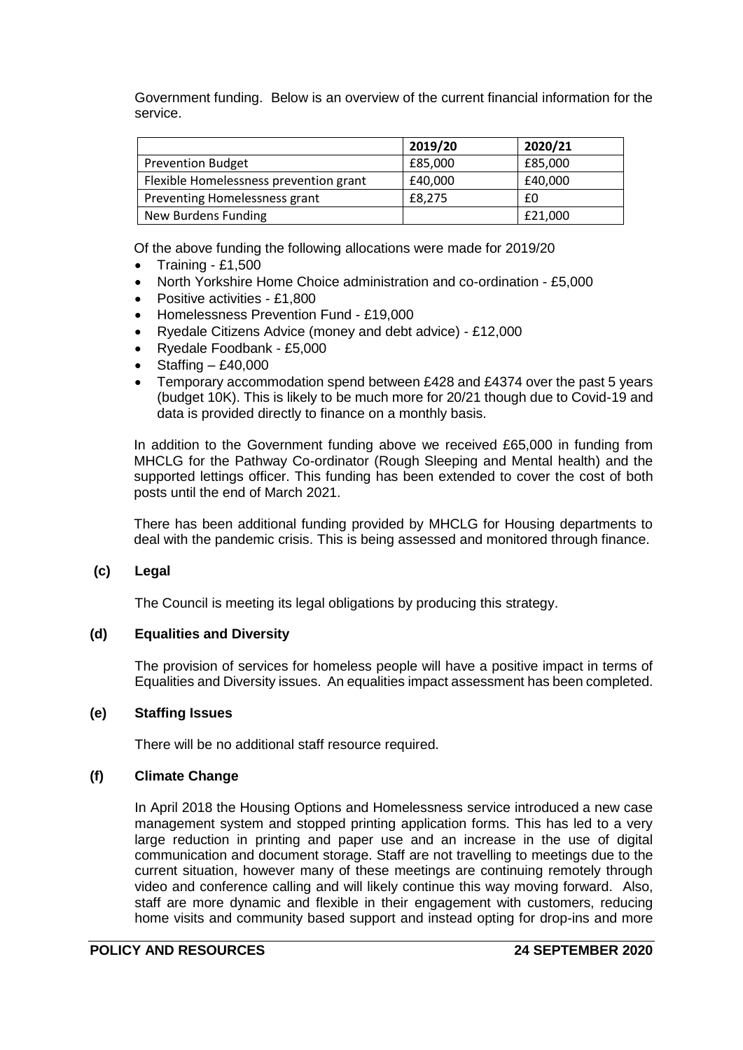Government funding. Below is an overview of the current financial information for the service.

| | 2019/20 | 2020/21 |
|---|---|---|
| Prevention Budget | £85,000 | £85,000 |
| Flexible Homelessness prevention grant | £40,000 | £40,000 |
| Preventing Homelessness grant | £8,275 | £0 |
| New Burdens Funding | | £21,000 |

Of the above funding the following allocations were made for 2019/20

- Training - £1,500
- North Yorkshire Home Choice administration and co-ordination - £5,000
- Positive activities - £1,800
- Homelessness Prevention Fund - £19,000
- Ryedale Citizens Advice (money and debt advice) - £12,000
- Ryedale Foodbank - £5,000
- Staffing – £40,000
- Temporary accommodation spend between £428 and £4374 over the past 5 years (budget 10K). This is likely to be much more for 20/21 though due to Covid-19 and data is provided directly to finance on a monthly basis.

In addition to the Government funding above we received £65,000 in funding from MHCLG for the Pathway Co-ordinator (Rough Sleeping and Mental health) and the supported lettings officer. This funding has been extended to cover the cost of both posts until the end of March 2021.

There has been additional funding provided by MHCLG for Housing departments to deal with the pandemic crisis. This is being assessed and monitored through finance.

**(c) Legal**

The Council is meeting its legal obligations by producing this strategy.

**(d) Equalities and Diversity**

The provision of services for homeless people will have a positive impact in terms of Equalities and Diversity issues. An equalities impact assessment has been completed.

**(e) Staffing Issues**

There will be no additional staff resource required.

**(f) Climate Change**

In April 2018 the Housing Options and Homelessness service introduced a new case management system and stopped printing application forms. This has led to a very large reduction in printing and paper use and an increase in the use of digital communication and document storage. Staff are not travelling to meetings due to the current situation, however many of these meetings are continuing remotely through video and conference calling and will likely continue this way moving forward. Also, staff are more dynamic and flexible in their engagement with customers, reducing home visits and community based support and instead opting for drop-ins and more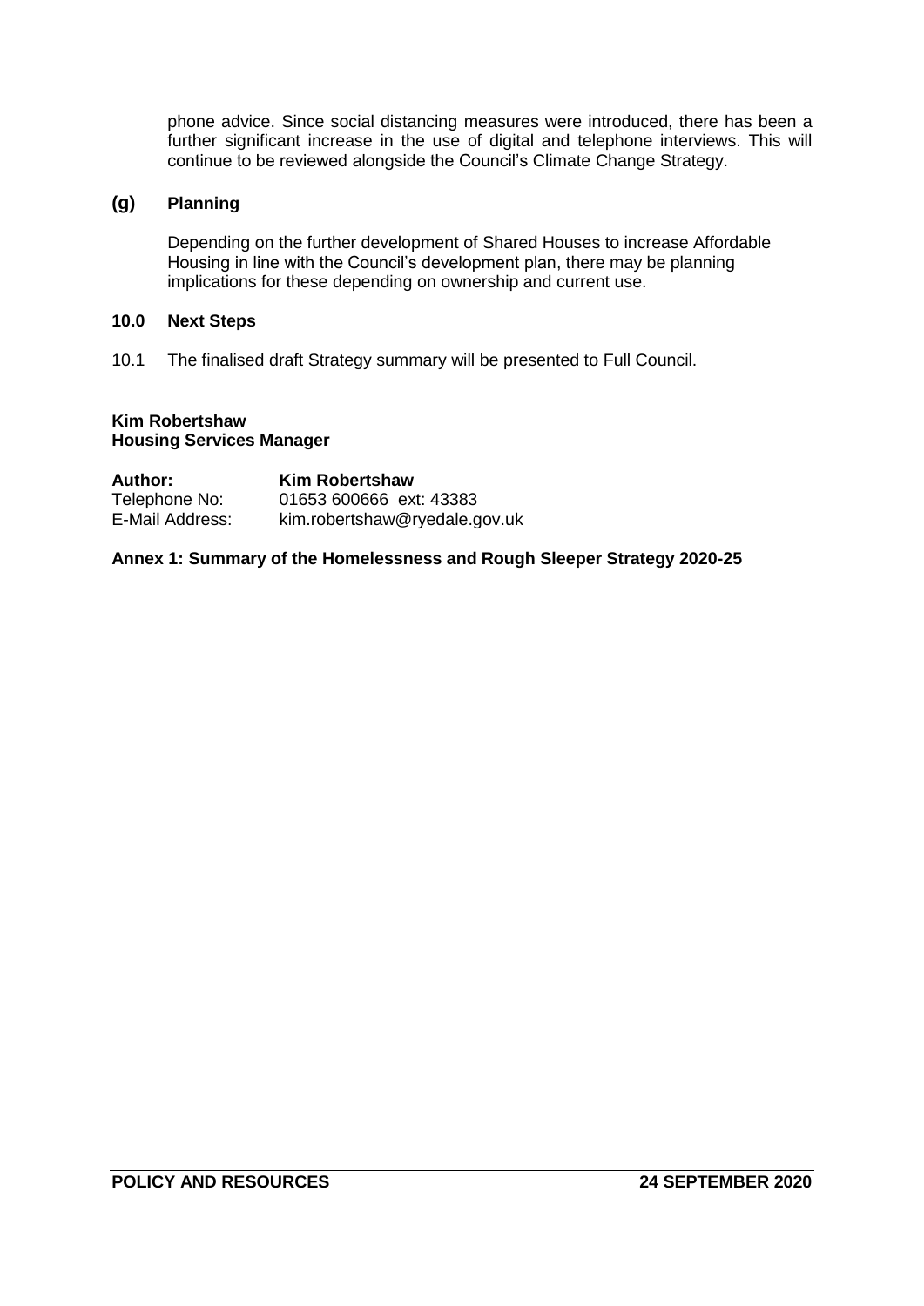phone advice. Since social distancing measures were introduced, there has been a further significant increase in the use of digital and telephone interviews. This will continue to be reviewed alongside the Council's Climate Change Strategy.

**(g) Planning**

Depending on the further development of Shared Houses to increase Affordable Housing in line with the Council's development plan, there may be planning implications for these depending on ownership and current use.

**10.0 Next Steps**

10.1 The finalised draft Strategy summary will be presented to Full Council.

**Kim Robertshaw**
**Housing Services Manager**

| | |
|---|---|
| **Author:** | **Kim Robertshaw** |
| Telephone No: | 01653 600666 ext: 43383 |
| E-Mail Address: | kim.robertshaw@ryedale.gov.uk |

**Annex 1: Summary of the Homelessness and Rough Sleeper Strategy 2020-25**